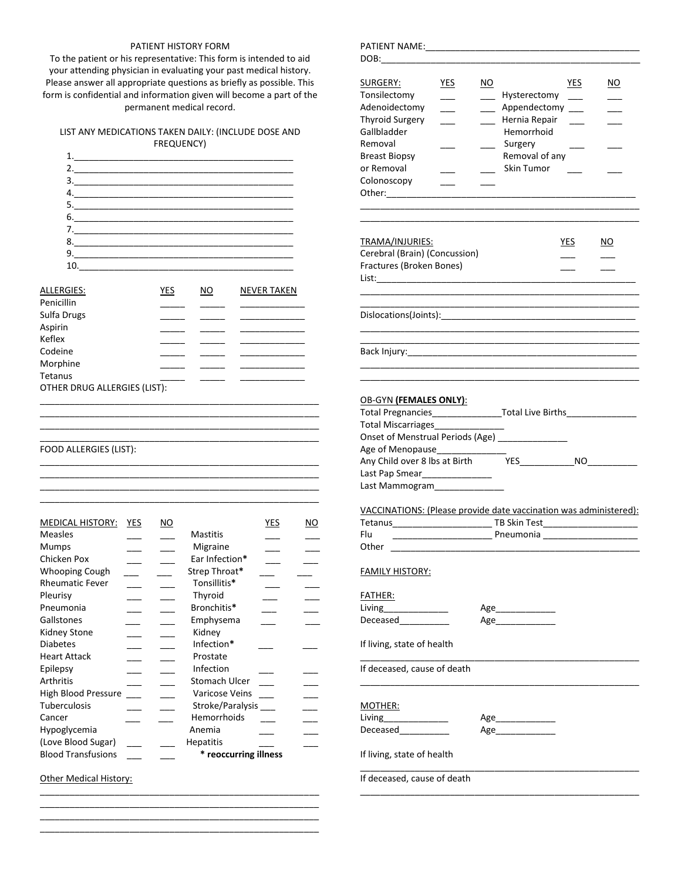# PATIENT HISTORY FORM

To the patient or his representative: This form is intended to aid your attending physician in evaluating your past medical history. Please answer all appropriate questions as briefly as possible. This form is confidential and information given will become a part of the permanent medical record.

LIST ANY MEDICATIONS TAKEN DAILY: (INCLUDE DOSE AND FREQUENCY)

1.______________________________________________
2.______________________________________________
3.______________________________________________
4.______________________________________________
5.______________________________________________
6.______________________________________________
7.______________________________________________
8.______________________________________________
9.______________________________________________
10.______________________________________________

| ALLERGIES: | YES | NO | NEVER TAKEN |
|---|---|---|---|
| Penicillin | _____ | _____ | _____________ |
| Sulfa Drugs | _____ | _____ | _____________ |
| Aspirin | _____ | _____ | _____________ |
| Keflex | _____ | _____ | _____________ |
| Codeine | _____ | _____ | _____________ |
| Morphine | _____ | _____ | _____________ |
| Tetanus | _____ | _____ | _____________ |

OTHER DRUG ALLERGIES (LIST):

___________________________________________________________
___________________________________________________________
___________________________________________________________
___________________________________________________________

FOOD ALLERGIES (LIST):

___________________________________________________________
___________________________________________________________
___________________________________________________________
___________________________________________________________

| MEDICAL HISTORY: | YES | NO | | YES | NO |
|---|---|---|---|---|---|
| Measles | ___ | ___ | Mastitis | ___ | ___ |
| Mumps | ___ | ___ | Migraine | ___ | ___ |
| Chicken Pox | ___ | ___ | Ear Infection* | ___ | ___ |
| Whooping Cough | ___ | ___ | Strep Throat* | ___ | ___ |
| Rheumatic Fever | ___ | ___ | Tonsillitis* | ___ | ___ |
| Pleurisy | ___ | ___ | Thyroid | ___ | ___ |
| Pneumonia | ___ | ___ | Bronchitis* | ___ | ___ |
| Gallstones | ___ | ___ | Emphysema | ___ | ___ |
| Kidney Stone | ___ | ___ | Kidney Infection* | ___ | ___ |
| Diabetes | ___ | ___ | | | |
| Heart Attack | ___ | ___ | Prostate Infection | ___ | ___ |
| Epilepsy | ___ | ___ | | | |
| Arthritis | ___ | ___ | Stomach Ulcer | ___ | ___ |
| High Blood Pressure | ___ | ___ | Varicose Veins | ___ | ___ |
| Tuberculosis | ___ | ___ | Stroke/Paralysis | ___ | ___ |
| Cancer | ___ | ___ | Hemorrhoids | ___ | ___ |
| Hypoglycemia (Love Blood Sugar) | ___ | ___ | Anemia | ___ | ___ |
| | | | Hepatitis | ___ | ___ |
| Blood Transfusions | ___ | ___ | **\* reoccurring illness** | | |

Other Medical History:

___________________________________________________________
___________________________________________________________
___________________________________________________________
___________________________________________________________

PATIENT NAME:____________________________________________
DOB:____________________________________________________

| SURGERY: | YES | NO | | YES | NO |
|---|---|---|---|---|---|
| Tonsilectomy | ___ | ___ | Hysterectomy | ___ | ___ |
| Adenoidectomy | ___ | ___ | Appendectomy | ___ | ___ |
| Thyroid Surgery | ___ | ___ | Hernia Repair | ___ | ___ |
| Gallbladder Removal | ___ | ___ | Hemorrhoid Surgery | ___ | ___ |
| Breast Biopsy or Removal | ___ | ___ | Removal of any Skin Tumor | ___ | ___ |
| Colonoscopy | ___ | ___ | | | |

Other:___________________________________________________
___________________________________________________________
___________________________________________________________

| TRAMA/INJURIES: | YES | NO |
|---|---|---|
| Cerebral (Brain) (Concussion) | ___ | ___ |
| Fractures (Broken Bones) | ___ | ___ |

List:_____________________________________________________
___________________________________________________________
___________________________________________________________

Dislocations(Joints):_______________________________________
___________________________________________________________
___________________________________________________________

Back Injury:_______________________________________________
___________________________________________________________
___________________________________________________________

OB-GYN **(FEMALES ONLY)**:

Total Pregnancies______________Total Live Births______________
Total Miscarriages______________
Onset of Menstrual Periods (Age) ______________
Age of Menopause______________
Any Child over 8 lbs at Birth YES___________NO__________
Last Pap Smear______________
Last Mammogram______________

VACCINATIONS: (Please provide date vaccination was administered):

Tetanus____________________ TB Skin Test___________________
Flu ____________________ Pneumonia ___________________
Other ____________________________________________________

FAMILY HISTORY:

FATHER:

Living_____________ Age____________
Deceased__________ Age____________

If living, state of health
___________________________________________________________

If deceased, cause of death
___________________________________________________________

MOTHER:

Living_____________ Age____________
Deceased__________ Age____________

If living, state of health
___________________________________________________________

If deceased, cause of death
___________________________________________________________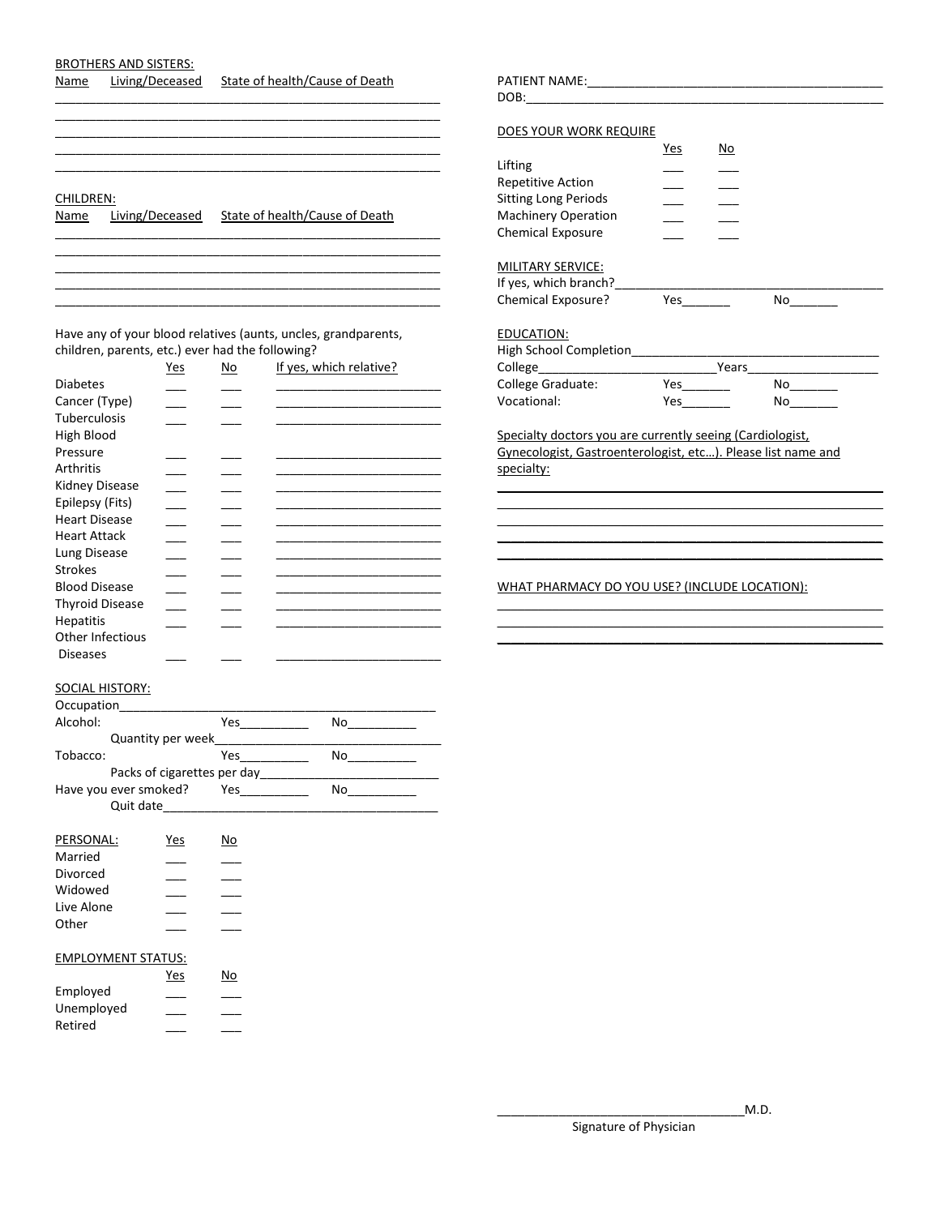## BROTHERS AND SISTERS:

| Name | Living/Deceased | State of health/Cause of Death |
| --- | --- | --- |
| | | |
| | | |
| | | |
| | | |
| | | |

## CHILDREN:

| Name | Living/Deceased | State of health/Cause of Death |
| --- | --- | --- |
| | | |
| | | |
| | | |
| | | |
| | | |

Have any of your blood relatives (aunts, uncles, grandparents, children, parents, etc.) ever had the following?

| | Yes | No | If yes, which relative? |
| --- | --- | --- | --- |
| Diabetes | ___ | ___ | ________________ |
| Cancer (Type) | ___ | ___ | ________________ |
| Tuberculosis | ___ | ___ | ________________ |
| High Blood Pressure | ___ | ___ | ________________ |
| Arthritis | ___ | ___ | ________________ |
| Kidney Disease | ___ | ___ | ________________ |
| Epilepsy (Fits) | ___ | ___ | ________________ |
| Heart Disease | ___ | ___ | ________________ |
| Heart Attack | ___ | ___ | ________________ |
| Lung Disease | ___ | ___ | ________________ |
| Strokes | ___ | ___ | ________________ |
| Blood Disease | ___ | ___ | ________________ |
| Thyroid Disease | ___ | ___ | ________________ |
| Hepatitis | ___ | ___ | ________________ |
| Other Infectious Diseases | ___ | ___ | ________________ |

## SOCIAL HISTORY:

Occupation________________________________

Alcohol: Yes__________ No__________

Quantity per week________________________

Tobacco: Yes__________ No__________

Packs of cigarettes per day________________

Have you ever smoked? Yes__________ No__________

Quit date________________________________

| PERSONAL: | Yes | No |
| --- | --- | --- |
| Married | ___ | ___ |
| Divorced | ___ | ___ |
| Widowed | ___ | ___ |
| Live Alone | ___ | ___ |
| Other | ___ | ___ |

## EMPLOYMENT STATUS:

| | Yes | No |
| --- | --- | --- |
| Employed | ___ | ___ |
| Unemployed | ___ | ___ |
| Retired | ___ | ___ |

PATIENT NAME:________________________________

DOB:________________________________

## DOES YOUR WORK REQUIRE

| | Yes | No |
| --- | --- | --- |
| Lifting | ___ | ___ |
| Repetitive Action | ___ | ___ |
| Sitting Long Periods | ___ | ___ |
| Machinery Operation | ___ | ___ |
| Chemical Exposure | ___ | ___ |

## MILITARY SERVICE:

If yes, which branch?________________________________

Chemical Exposure? Yes_______ No_______

## EDUCATION:

High School Completion________________________________

College__________________Years________________

College Graduate: Yes_______ No_______

Vocational: Yes_______ No_______

Specialty doctors you are currently seeing (Cardiologist, Gynecologist, Gastroenterologist, etc…). Please list name and specialty:

________________________________________________

________________________________________________

________________________________________________

________________________________________________

________________________________________________

WHAT PHARMACY DO YOU USE? (INCLUDE LOCATION):

________________________________________________

________________________________________________

________________________________________________

______________________________M.D.

Signature of Physician